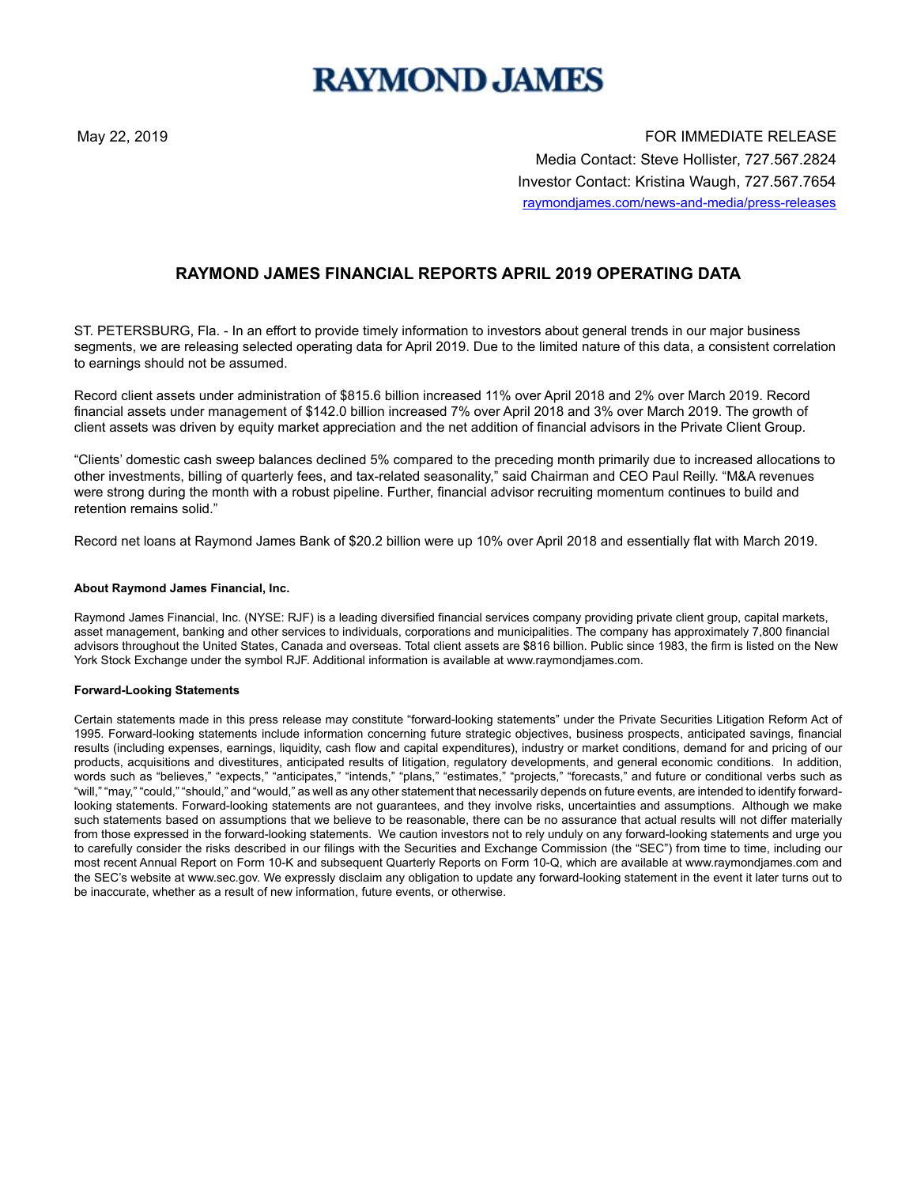# RAYMOND JAMES

May 22, 2019

FOR IMMEDIATE RELEASE
Media Contact: Steve Hollister, 727.567.2824
Investor Contact: Kristina Waugh, 727.567.7654
raymondjames.com/news-and-media/press-releases

## RAYMOND JAMES FINANCIAL REPORTS APRIL 2019 OPERATING DATA

ST. PETERSBURG, Fla. - In an effort to provide timely information to investors about general trends in our major business segments, we are releasing selected operating data for April 2019. Due to the limited nature of this data, a consistent correlation to earnings should not be assumed.

Record client assets under administration of $815.6 billion increased 11% over April 2018 and 2% over March 2019. Record financial assets under management of $142.0 billion increased 7% over April 2018 and 3% over March 2019. The growth of client assets was driven by equity market appreciation and the net addition of financial advisors in the Private Client Group.

"Clients' domestic cash sweep balances declined 5% compared to the preceding month primarily due to increased allocations to other investments, billing of quarterly fees, and tax-related seasonality," said Chairman and CEO Paul Reilly. "M&A revenues were strong during the month with a robust pipeline. Further, financial advisor recruiting momentum continues to build and retention remains solid."

Record net loans at Raymond James Bank of $20.2 billion were up 10% over April 2018 and essentially flat with March 2019.

**About Raymond James Financial, Inc.**

Raymond James Financial, Inc. (NYSE: RJF) is a leading diversified financial services company providing private client group, capital markets, asset management, banking and other services to individuals, corporations and municipalities. The company has approximately 7,800 financial advisors throughout the United States, Canada and overseas. Total client assets are $816 billion. Public since 1983, the firm is listed on the New York Stock Exchange under the symbol RJF. Additional information is available at www.raymondjames.com.

**Forward-Looking Statements**

Certain statements made in this press release may constitute "forward-looking statements" under the Private Securities Litigation Reform Act of 1995. Forward-looking statements include information concerning future strategic objectives, business prospects, anticipated savings, financial results (including expenses, earnings, liquidity, cash flow and capital expenditures), industry or market conditions, demand for and pricing of our products, acquisitions and divestitures, anticipated results of litigation, regulatory developments, and general economic conditions. In addition, words such as "believes," "expects," "anticipates," "intends," "plans," "estimates," "projects," "forecasts," and future or conditional verbs such as "will," "may," "could," "should," and "would," as well as any other statement that necessarily depends on future events, are intended to identify forward-looking statements. Forward-looking statements are not guarantees, and they involve risks, uncertainties and assumptions. Although we make such statements based on assumptions that we believe to be reasonable, there can be no assurance that actual results will not differ materially from those expressed in the forward-looking statements. We caution investors not to rely unduly on any forward-looking statements and urge you to carefully consider the risks described in our filings with the Securities and Exchange Commission (the "SEC") from time to time, including our most recent Annual Report on Form 10-K and subsequent Quarterly Reports on Form 10-Q, which are available at www.raymondjames.com and the SEC's website at www.sec.gov. We expressly disclaim any obligation to update any forward-looking statement in the event it later turns out to be inaccurate, whether as a result of new information, future events, or otherwise.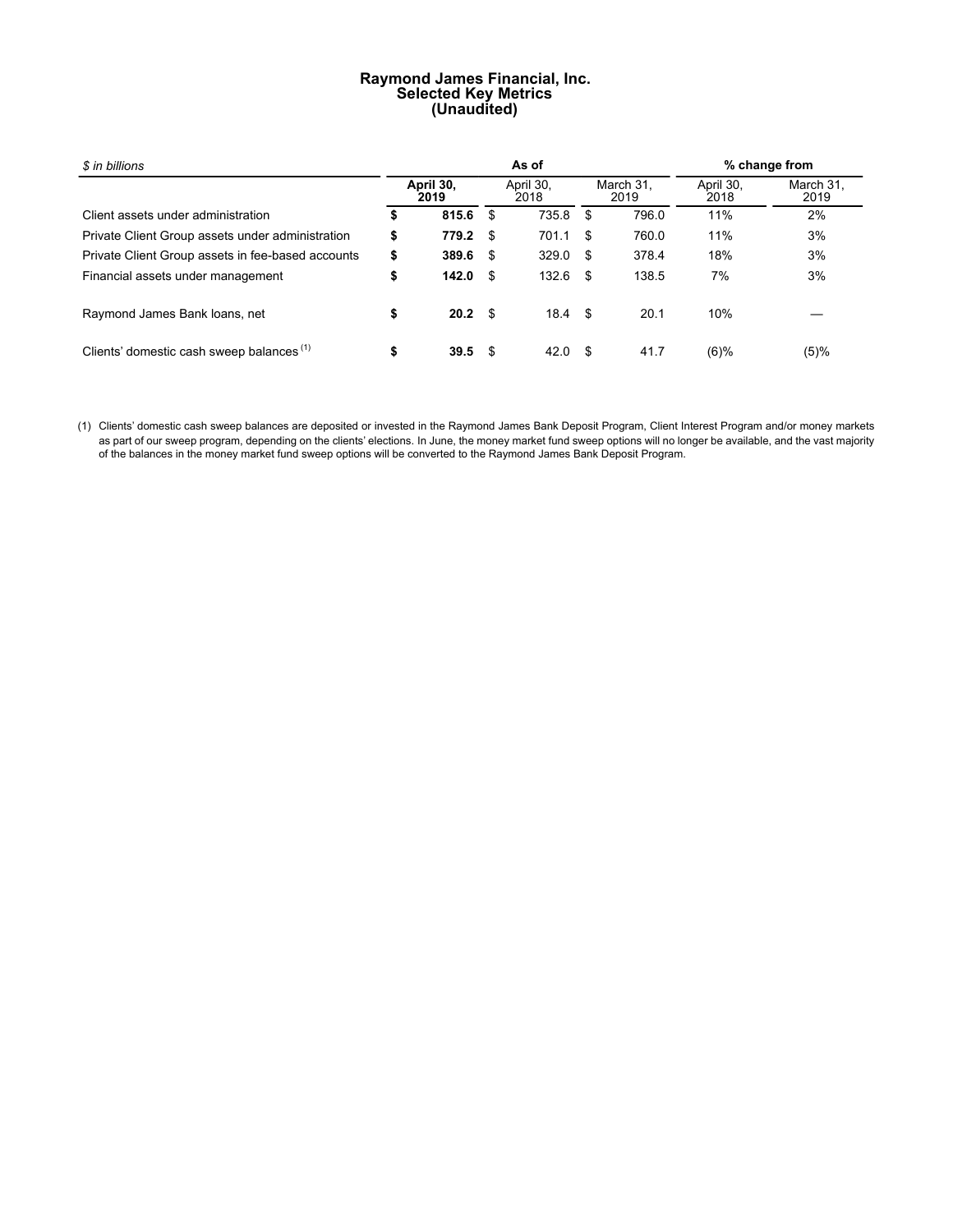# Raymond James Financial, Inc.
## Selected Key Metrics
### (Unaudited)

| *$ in billions* | As of | | | % change from | |
|---|---|---|---|---|---|
| | **April 30, 2019** | April 30, 2018 | March 31, 2019 | April 30, 2018 | March 31, 2019 |
| Client assets under administration | **$ 815.6** | $ 735.8 | $ 796.0 | 11% | 2% |
| Private Client Group assets under administration | **$ 779.2** | $ 701.1 | $ 760.0 | 11% | 3% |
| Private Client Group assets in fee-based accounts | **$ 389.6** | $ 329.0 | $ 378.4 | 18% | 3% |
| Financial assets under management | **$ 142.0** | $ 132.6 | $ 138.5 | 7% | 3% |
| Raymond James Bank loans, net | **$ 20.2** | $ 18.4 | $ 20.1 | 10% | — |
| Clients' domestic cash sweep balances (1) | **$ 39.5** | $ 42.0 | $ 41.7 | (6)% | (5)% |

(1) Clients' domestic cash sweep balances are deposited or invested in the Raymond James Bank Deposit Program, Client Interest Program and/or money markets as part of our sweep program, depending on the clients' elections. In June, the money market fund sweep options will no longer be available, and the vast majority of the balances in the money market fund sweep options will be converted to the Raymond James Bank Deposit Program.